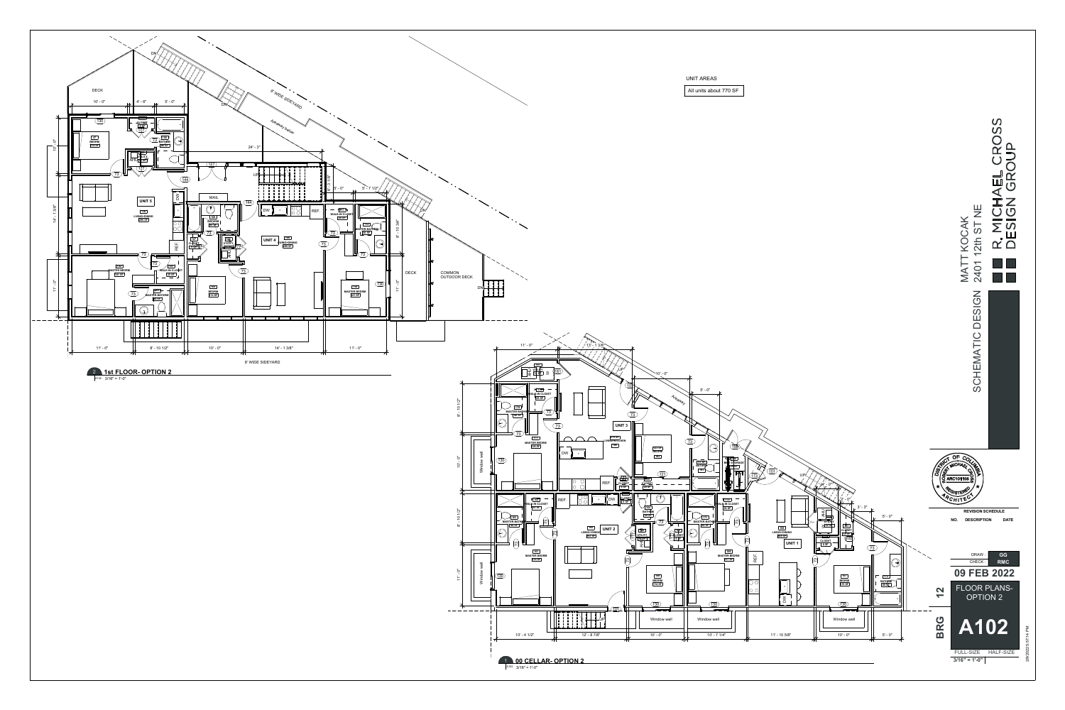UNIT AREAS

All units about 770 SF

## 1st FLOOR- OPTION 2

A102 3/16" = 1'-0"

DECK

5' WIDE SIDEYARD

Areaway below

UNIT 5

UNIT 4

MAIL

COMMON OUTDOOR DECK

8' WIDE SIDEYARD

## 00 CELLAR- OPTION 2

A102 3/16" = 1'-0"

UNIT 3

UNIT 2

UNIT 1

Areaway

Window well

MATT KOCAK

2401 12th ST NE

SCHEMATIC DESIGN

R. MICHAEL CROSS DESIGN GROUP

DISTRICT OF COLUMBIA
ROBERT MICHAEL CROSS
ARC101105
REGISTERED ARCHITECT

REVISION SCHEDULE

| NO. | DESCRIPTION | DATE |
| --- | --- | --- |

| DRAW | GG |
| --- | --- |
| CHECK | RMC |

09 FEB 2022

12

FLOOR PLANS- OPTION 2

BRG

A102

FULL-SIZE HALF-SIZE

3/16" = 1'-0"

2/8/2022 5:57:14 PM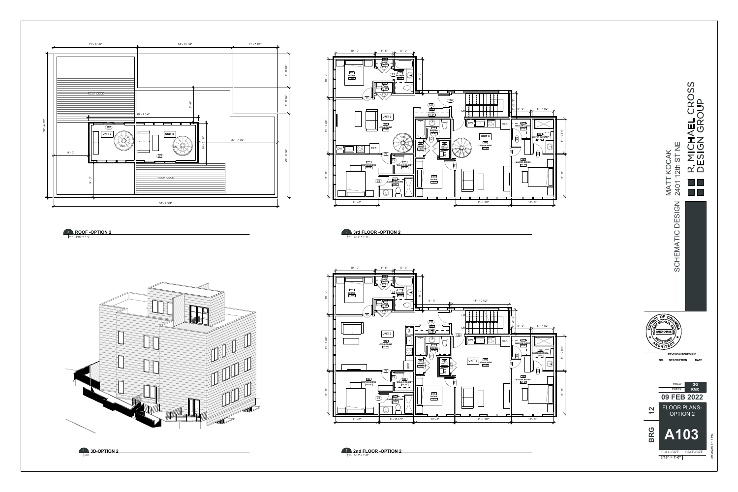## 3 ROOF -OPTION 2

3/16" = 1'-0"

21' - 9 1/8" | 24' - 10 1/4" | 11' - 7 1/2"

ROOF DECK

UNIT 9

UNIT 8

ROOF DECK

28' - 7 1/4"

20' - 7 1/2"

9' - 0"

37' - 4 1/2"

58' - 2 3/4"

## 2 3rd FLOOR -OPTION 2

3/16" = 1'-0"

UNIT 9

UNIT 8

LIVING/DINING

MASTER BEDRM

MASTER BATHRM

WALK-IN CLOSET

BEDRM

BATHRM

UTILITY

DW

REF.

UP

DN

10' - 0" | 4' - 6" | 5' - 0"

11' - 0" | 14' - 1 3/8" | 11' - 0"

## 4 3D-OPTION 2

## 1 2nd FLOOR -OPTION 2

3/16" = 1'-0"

UNIT 7

UNIT 6

LIVING/DINING

MASTER BEDRM

MASTER BATHRM

WALK-IN CLOSET

BEDRM

BATHRM

UTILITY

DW

REF.

UP

DN

10' - 0" | 4' - 6" | 5' - 0"

9' - 0" | 14' - 10 1/2"

11' - 0" | 8' - 10 1/2" | 10' - 0" | 14' - 1 3/8" | 11' - 0"

MATT KOCAK

2401 12th ST NE

SCHEMATIC DESIGN

R. MICHAEL CROSS DESIGN GROUP

DISTRICT OF COLUMBIA — ROBERT MICHAEL CROSS — ARC101105 — REGISTERED ARCHITECT

REVISION SCHEDULE

| NO. | DESCRIPTION | DATE |
|---|---|---|
| | | |

| | |
|---|---|
| DRAW | GG |
| CHECK | RMC |

09 FEB 2022

12

FLOOR PLANS- OPTION 2

BRG

A103

FULL-SIZE HALF-SIZE

3/16" = 1'-0"

2/8/2022 5:57:17 PM